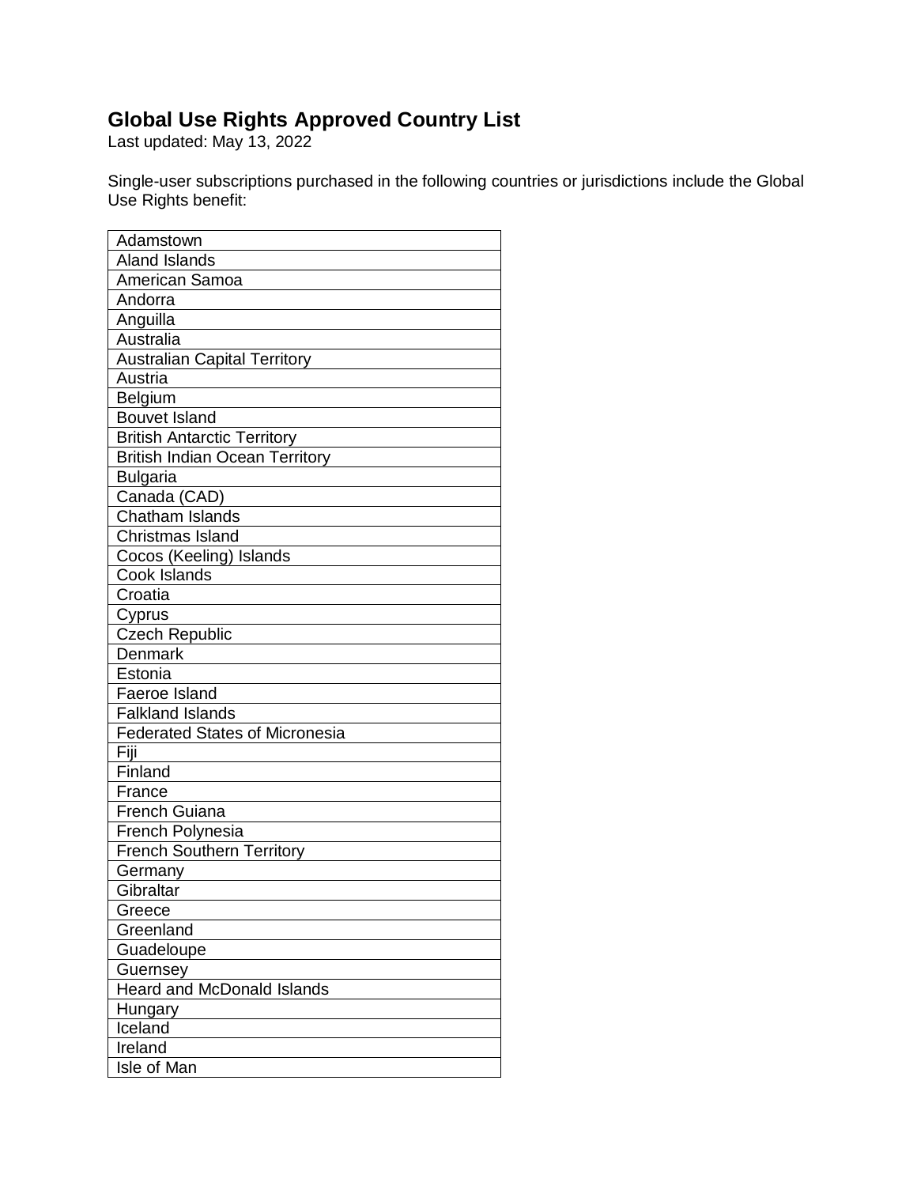# Global Use Rights Approved Country List

Last updated: May 13, 2022

Single-user subscriptions purchased in the following countries or jurisdictions include the Global Use Rights benefit:

| |
|---|
| Adamstown |
| Aland Islands |
| American Samoa |
| Andorra |
| Anguilla |
| Australia |
| Australian Capital Territory |
| Austria |
| Belgium |
| Bouvet Island |
| British Antarctic Territory |
| British Indian Ocean Territory |
| Bulgaria |
| Canada (CAD) |
| Chatham Islands |
| Christmas Island |
| Cocos (Keeling) Islands |
| Cook Islands |
| Croatia |
| Cyprus |
| Czech Republic |
| Denmark |
| Estonia |
| Faeroe Island |
| Falkland Islands |
| Federated States of Micronesia |
| Fiji |
| Finland |
| France |
| French Guiana |
| French Polynesia |
| French Southern Territory |
| Germany |
| Gibraltar |
| Greece |
| Greenland |
| Guadeloupe |
| Guernsey |
| Heard and McDonald Islands |
| Hungary |
| Iceland |
| Ireland |
| Isle of Man |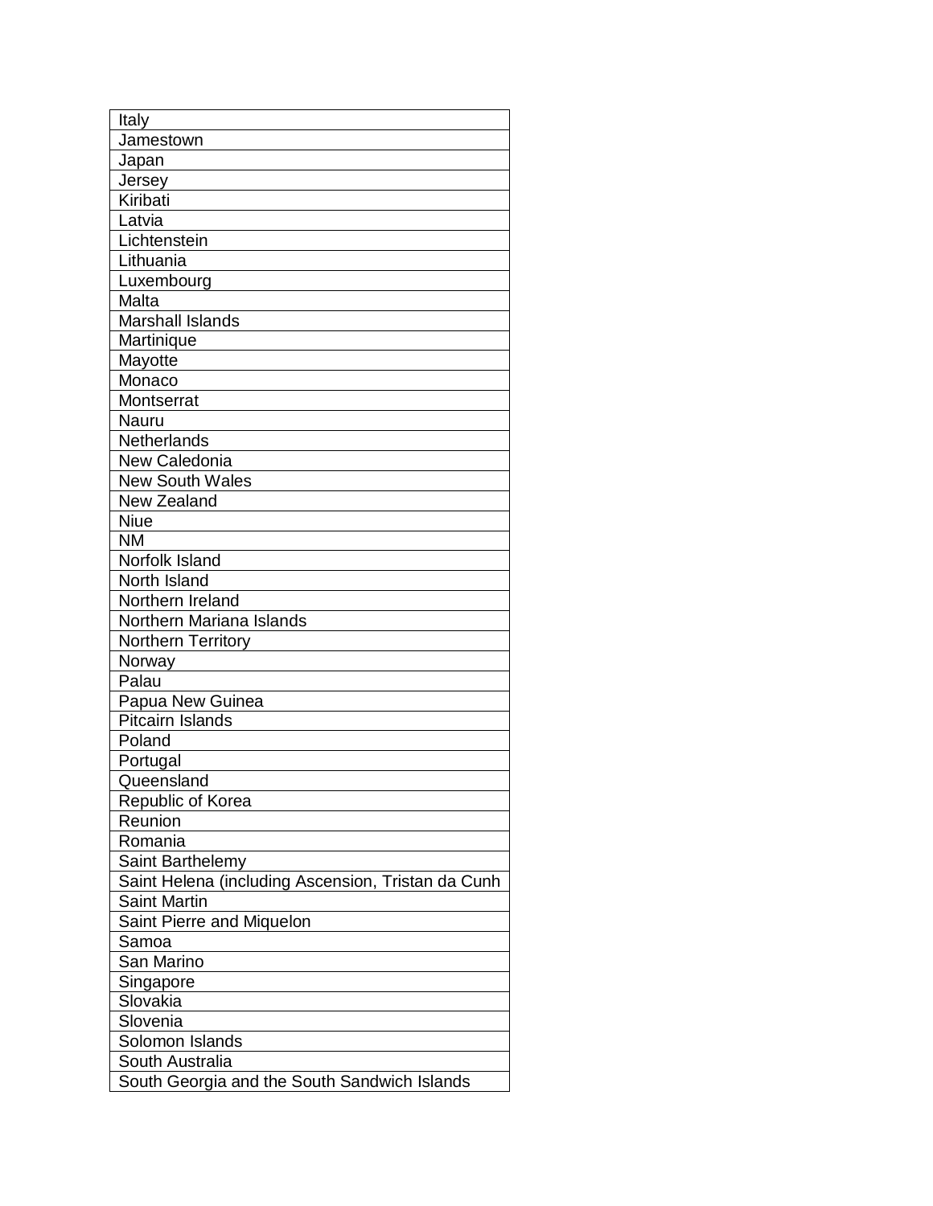| Italy |
|---|
| Jamestown |
| Japan |
| Jersey |
| Kiribati |
| Latvia |
| Lichtenstein |
| Lithuania |
| Luxembourg |
| Malta |
| Marshall Islands |
| Martinique |
| Mayotte |
| Monaco |
| Montserrat |
| Nauru |
| Netherlands |
| New Caledonia |
| New South Wales |
| New Zealand |
| Niue |
| NM |
| Norfolk Island |
| North Island |
| Northern Ireland |
| Northern Mariana Islands |
| Northern Territory |
| Norway |
| Palau |
| Papua New Guinea |
| Pitcairn Islands |
| Poland |
| Portugal |
| Queensland |
| Republic of Korea |
| Reunion |
| Romania |
| Saint Barthelemy |
| Saint Helena (including Ascension, Tristan da Cunh |
| Saint Martin |
| Saint Pierre and Miquelon |
| Samoa |
| San Marino |
| Singapore |
| Slovakia |
| Slovenia |
| Solomon Islands |
| South Australia |
| South Georgia and the South Sandwich Islands |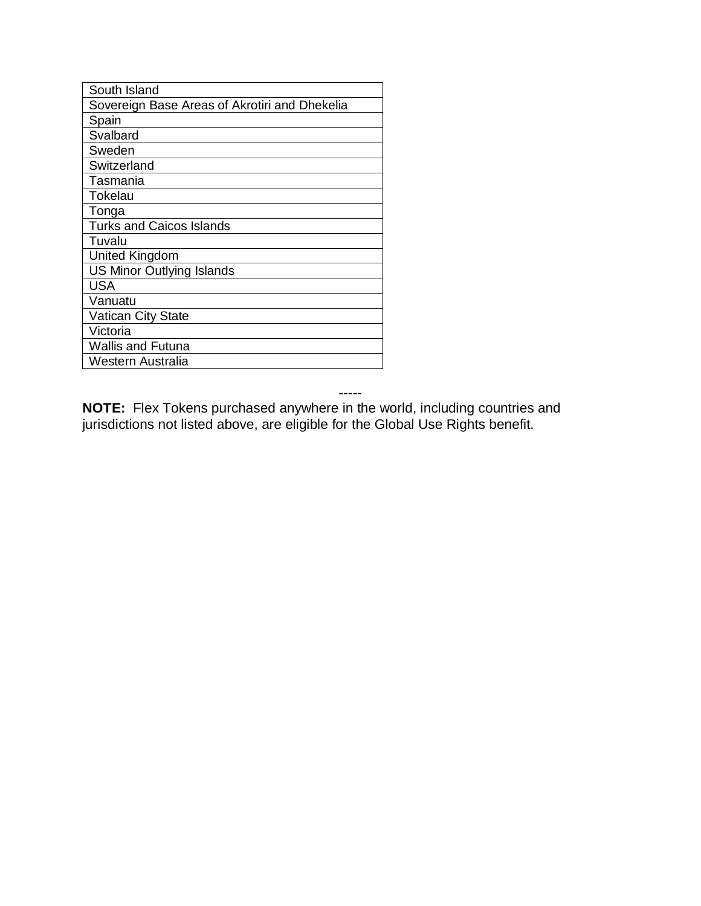| |
|---|
| South Island |
| Sovereign Base Areas of Akrotiri and Dhekelia |
| Spain |
| Svalbard |
| Sweden |
| Switzerland |
| Tasmania |
| Tokelau |
| Tonga |
| Turks and Caicos Islands |
| Tuvalu |
| United Kingdom |
| US Minor Outlying Islands |
| USA |
| Vanuatu |
| Vatican City State |
| Victoria |
| Wallis and Futuna |
| Western Australia |

-----

**NOTE:** Flex Tokens purchased anywhere in the world, including countries and jurisdictions not listed above, are eligible for the Global Use Rights benefit.